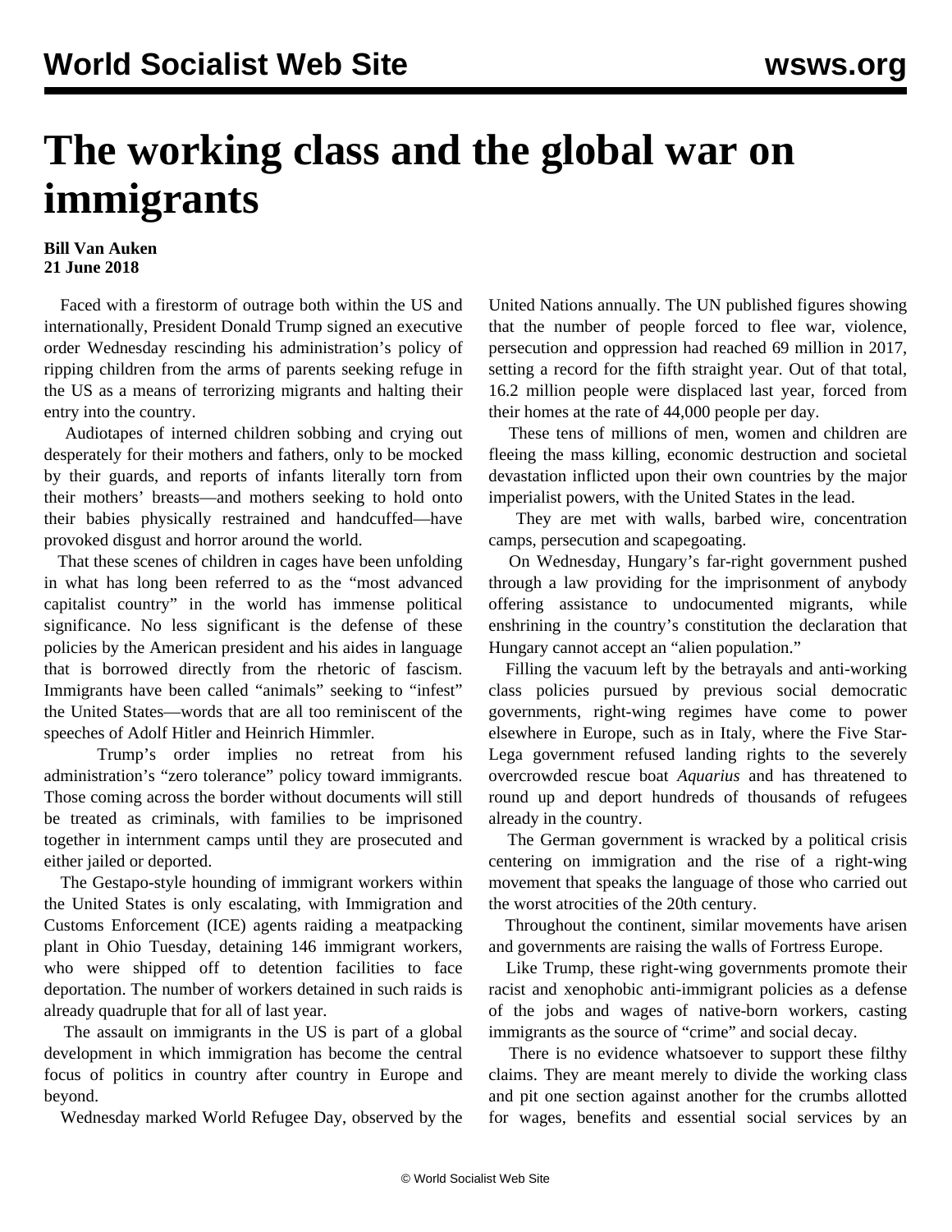# The working class and the global war on immigrants

**Bill Van Auken**
**21 June 2018**

Faced with a firestorm of outrage both within the US and internationally, President Donald Trump signed an executive order Wednesday rescinding his administration's policy of ripping children from the arms of parents seeking refuge in the US as a means of terrorizing migrants and halting their entry into the country.

Audiotapes of interned children sobbing and crying out desperately for their mothers and fathers, only to be mocked by their guards, and reports of infants literally torn from their mothers' breasts—and mothers seeking to hold onto their babies physically restrained and handcuffed—have provoked disgust and horror around the world.

That these scenes of children in cages have been unfolding in what has long been referred to as the "most advanced capitalist country" in the world has immense political significance. No less significant is the defense of these policies by the American president and his aides in language that is borrowed directly from the rhetoric of fascism. Immigrants have been called "animals" seeking to "infest" the United States—words that are all too reminiscent of the speeches of Adolf Hitler and Heinrich Himmler.

Trump's order implies no retreat from his administration's "zero tolerance" policy toward immigrants. Those coming across the border without documents will still be treated as criminals, with families to be imprisoned together in internment camps until they are prosecuted and either jailed or deported.

The Gestapo-style hounding of immigrant workers within the United States is only escalating, with Immigration and Customs Enforcement (ICE) agents raiding a meatpacking plant in Ohio Tuesday, detaining 146 immigrant workers, who were shipped off to detention facilities to face deportation. The number of workers detained in such raids is already quadruple that for all of last year.

The assault on immigrants in the US is part of a global development in which immigration has become the central focus of politics in country after country in Europe and beyond.

Wednesday marked World Refugee Day, observed by the United Nations annually. The UN published figures showing that the number of people forced to flee war, violence, persecution and oppression had reached 69 million in 2017, setting a record for the fifth straight year. Out of that total, 16.2 million people were displaced last year, forced from their homes at the rate of 44,000 people per day.

These tens of millions of men, women and children are fleeing the mass killing, economic destruction and societal devastation inflicted upon their own countries by the major imperialist powers, with the United States in the lead.

They are met with walls, barbed wire, concentration camps, persecution and scapegoating.

On Wednesday, Hungary's far-right government pushed through a law providing for the imprisonment of anybody offering assistance to undocumented migrants, while enshrining in the country's constitution the declaration that Hungary cannot accept an "alien population."

Filling the vacuum left by the betrayals and anti-working class policies pursued by previous social democratic governments, right-wing regimes have come to power elsewhere in Europe, such as in Italy, where the Five Star-Lega government refused landing rights to the severely overcrowded rescue boat *Aquarius* and has threatened to round up and deport hundreds of thousands of refugees already in the country.

The German government is wracked by a political crisis centering on immigration and the rise of a right-wing movement that speaks the language of those who carried out the worst atrocities of the 20th century.

Throughout the continent, similar movements have arisen and governments are raising the walls of Fortress Europe.

Like Trump, these right-wing governments promote their racist and xenophobic anti-immigrant policies as a defense of the jobs and wages of native-born workers, casting immigrants as the source of "crime" and social decay.

There is no evidence whatsoever to support these filthy claims. They are meant merely to divide the working class and pit one section against another for the crumbs allotted for wages, benefits and essential social services by an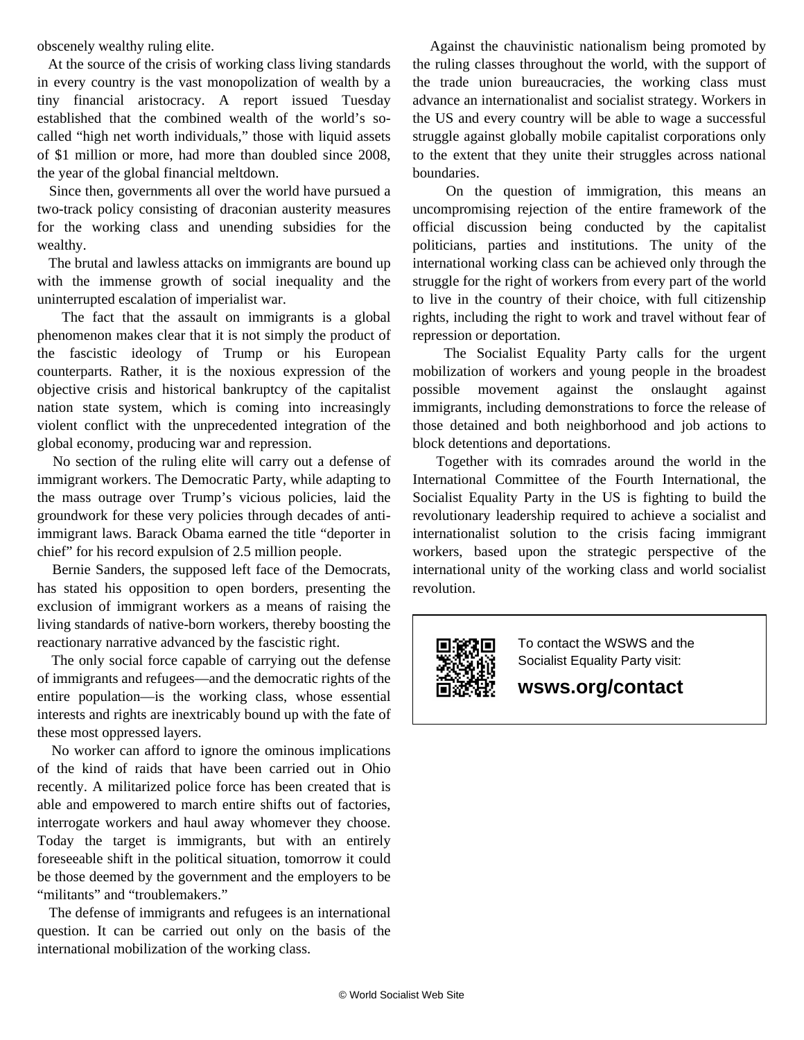obscenely wealthy ruling elite.

At the source of the crisis of working class living standards in every country is the vast monopolization of wealth by a tiny financial aristocracy. A report issued Tuesday established that the combined wealth of the world's so-called "high net worth individuals," those with liquid assets of $1 million or more, had more than doubled since 2008, the year of the global financial meltdown.

Since then, governments all over the world have pursued a two-track policy consisting of draconian austerity measures for the working class and unending subsidies for the wealthy.

The brutal and lawless attacks on immigrants are bound up with the immense growth of social inequality and the uninterrupted escalation of imperialist war.

The fact that the assault on immigrants is a global phenomenon makes clear that it is not simply the product of the fascistic ideology of Trump or his European counterparts. Rather, it is the noxious expression of the objective crisis and historical bankruptcy of the capitalist nation state system, which is coming into increasingly violent conflict with the unprecedented integration of the global economy, producing war and repression.

No section of the ruling elite will carry out a defense of immigrant workers. The Democratic Party, while adapting to the mass outrage over Trump's vicious policies, laid the groundwork for these very policies through decades of anti-immigrant laws. Barack Obama earned the title "deporter in chief" for his record expulsion of 2.5 million people.

Bernie Sanders, the supposed left face of the Democrats, has stated his opposition to open borders, presenting the exclusion of immigrant workers as a means of raising the living standards of native-born workers, thereby boosting the reactionary narrative advanced by the fascistic right.

The only social force capable of carrying out the defense of immigrants and refugees—and the democratic rights of the entire population—is the working class, whose essential interests and rights are inextricably bound up with the fate of these most oppressed layers.

No worker can afford to ignore the ominous implications of the kind of raids that have been carried out in Ohio recently. A militarized police force has been created that is able and empowered to march entire shifts out of factories, interrogate workers and haul away whomever they choose. Today the target is immigrants, but with an entirely foreseeable shift in the political situation, tomorrow it could be those deemed by the government and the employers to be "militants" and "troublemakers."

The defense of immigrants and refugees is an international question. It can be carried out only on the basis of the international mobilization of the working class.

Against the chauvinistic nationalism being promoted by the ruling classes throughout the world, with the support of the trade union bureaucracies, the working class must advance an internationalist and socialist strategy. Workers in the US and every country will be able to wage a successful struggle against globally mobile capitalist corporations only to the extent that they unite their struggles across national boundaries.

On the question of immigration, this means an uncompromising rejection of the entire framework of the official discussion being conducted by the capitalist politicians, parties and institutions. The unity of the international working class can be achieved only through the struggle for the right of workers from every part of the world to live in the country of their choice, with full citizenship rights, including the right to work and travel without fear of repression or deportation.

The Socialist Equality Party calls for the urgent mobilization of workers and young people in the broadest possible movement against the onslaught against immigrants, including demonstrations to force the release of those detained and both neighborhood and job actions to block detentions and deportations.

Together with its comrades around the world in the International Committee of the Fourth International, the Socialist Equality Party in the US is fighting to build the revolutionary leadership required to achieve a socialist and internationalist solution to the crisis facing immigrant workers, based upon the strategic perspective of the international unity of the working class and world socialist revolution.

To contact the WSWS and the Socialist Equality Party visit:

**wsws.org/contact**